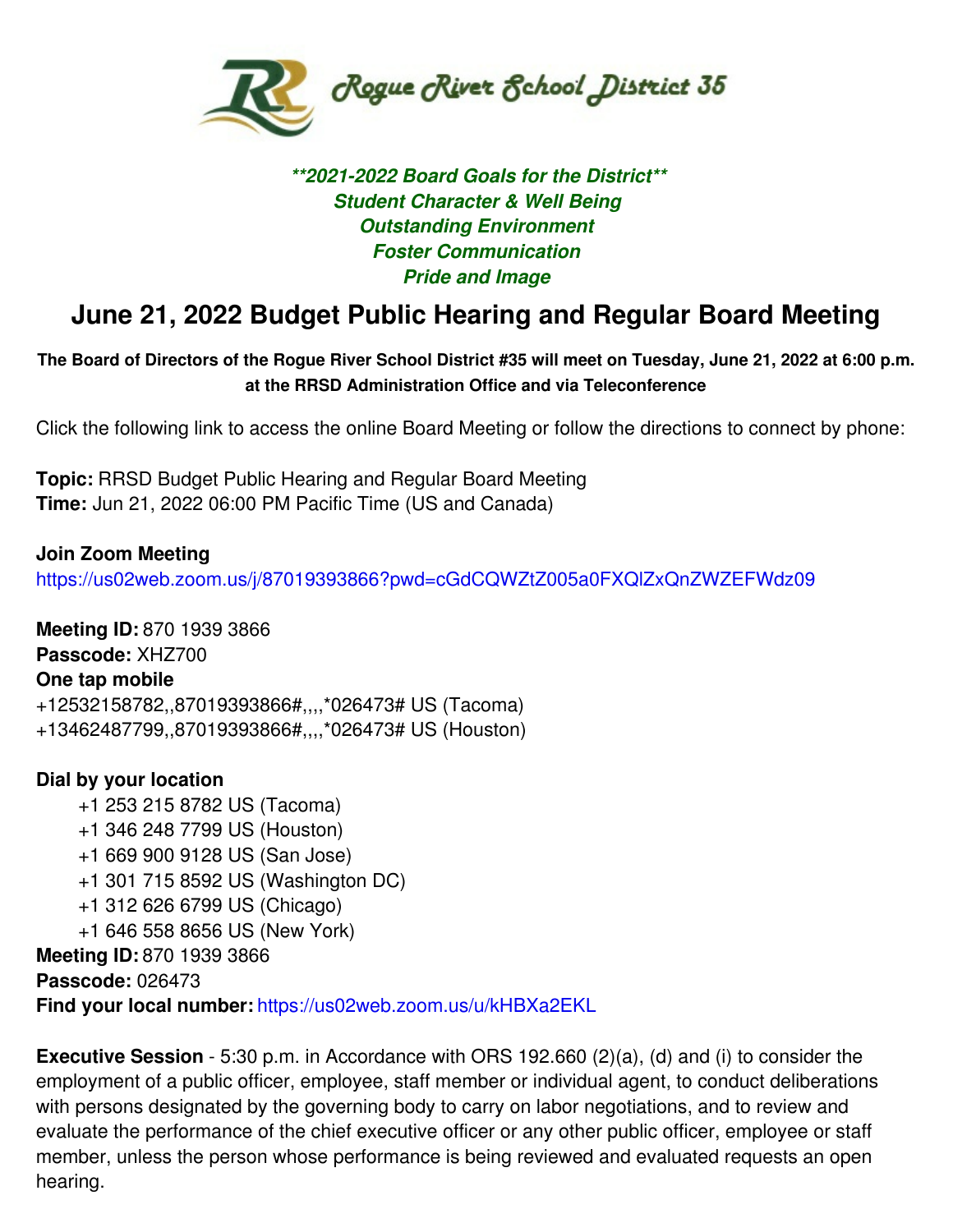Rogue River School District 35

***\*\*2021-2022 Board Goals for the District\*\****
***Student Character & Well Being***
***Outstanding Environment***
***Foster Communication***
***Pride and Image***

# June 21, 2022 Budget Public Hearing and Regular Board Meeting

**The Board of Directors of the Rogue River School District #35 will meet on Tuesday, June 21, 2022 at 6:00 p.m. at the RRSD Administration Office and via Teleconference**

Click the following link to access the online Board Meeting or follow the directions to connect by phone:

**Topic:** RRSD Budget Public Hearing and Regular Board Meeting
**Time:** Jun 21, 2022 06:00 PM Pacific Time (US and Canada)

**Join Zoom Meeting**
https://us02web.zoom.us/j/87019393866?pwd=cGdCQWZtZ005a0FXQlZxQnZWZEFWdz09

**Meeting ID:** 870 1939 3866
**Passcode:** XHZ700
**One tap mobile**
+12532158782,,87019393866#,,,,*026473# US (Tacoma)
+13462487799,,87019393866#,,,,*026473# US (Houston)

**Dial by your location**
+1 253 215 8782 US (Tacoma)
+1 346 248 7799 US (Houston)
+1 669 900 9128 US (San Jose)
+1 301 715 8592 US (Washington DC)
+1 312 626 6799 US (Chicago)
+1 646 558 8656 US (New York)
**Meeting ID:** 870 1939 3866
**Passcode:** 026473
**Find your local number:** https://us02web.zoom.us/u/kHBXa2EKL

**Executive Session** - 5:30 p.m. in Accordance with ORS 192.660 (2)(a), (d) and (i) to consider the employment of a public officer, employee, staff member or individual agent, to conduct deliberations with persons designated by the governing body to carry on labor negotiations, and to review and evaluate the performance of the chief executive officer or any other public officer, employee or staff member, unless the person whose performance is being reviewed and evaluated requests an open hearing.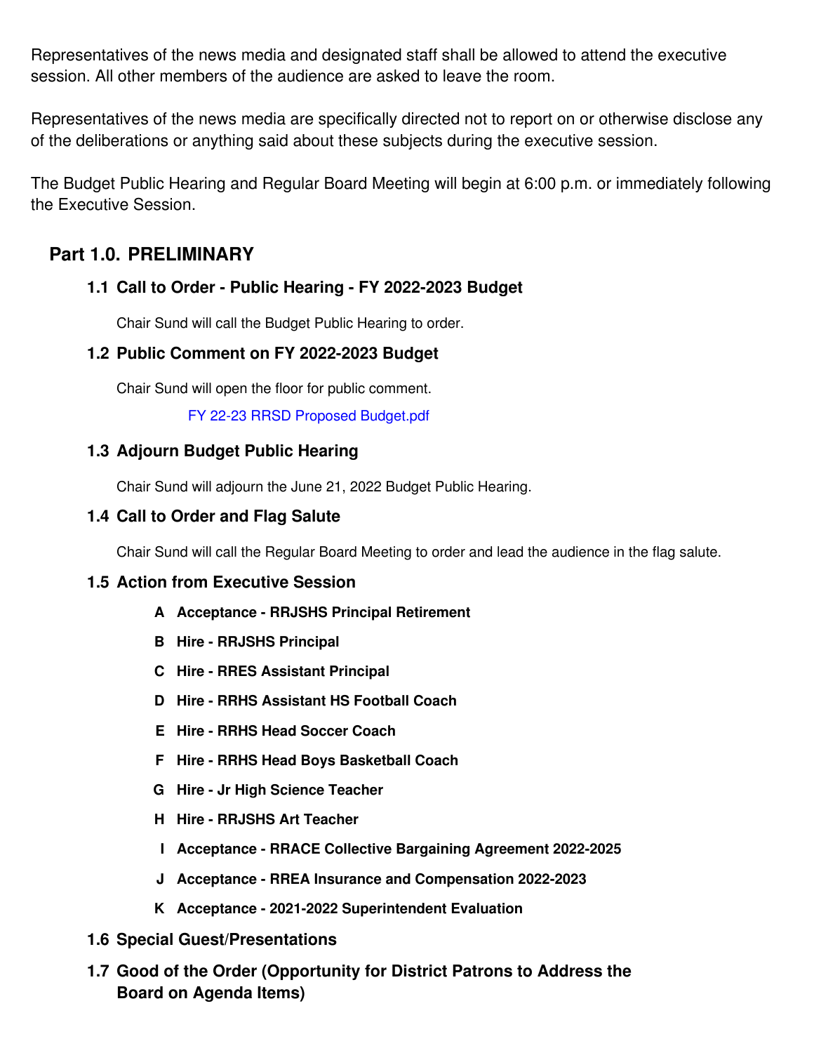Representatives of the news media and designated staff shall be allowed to attend the executive session. All other members of the audience are asked to leave the room.

Representatives of the news media are specifically directed not to report on or otherwise disclose any of the deliberations or anything said about these subjects during the executive session.

The Budget Public Hearing and Regular Board Meeting will begin at 6:00 p.m. or immediately following the Executive Session.

## Part 1.0. PRELIMINARY

### 1.1 Call to Order - Public Hearing - FY 2022-2023 Budget

Chair Sund will call the Budget Public Hearing to order.

### 1.2 Public Comment on FY 2022-2023 Budget

Chair Sund will open the floor for public comment.

FY 22-23 RRSD Proposed Budget.pdf

### 1.3 Adjourn Budget Public Hearing

Chair Sund will adjourn the June 21, 2022 Budget Public Hearing.

### 1.4 Call to Order and Flag Salute

Chair Sund will call the Regular Board Meeting to order and lead the audience in the flag salute.

### 1.5 Action from Executive Session

- **A Acceptance - RRJSHS Principal Retirement**
- **B Hire - RRJSHS Principal**
- **C Hire - RRES Assistant Principal**
- **D Hire - RRHS Assistant HS Football Coach**
- **E Hire - RRHS Head Soccer Coach**
- **F Hire - RRHS Head Boys Basketball Coach**
- **G Hire - Jr High Science Teacher**
- **H Hire - RRJSHS Art Teacher**
- **I Acceptance - RRACE Collective Bargaining Agreement 2022-2025**
- **J Acceptance - RREA Insurance and Compensation 2022-2023**
- **K Acceptance - 2021-2022 Superintendent Evaluation**

### 1.6 Special Guest/Presentations

### 1.7 Good of the Order (Opportunity for District Patrons to Address the Board on Agenda Items)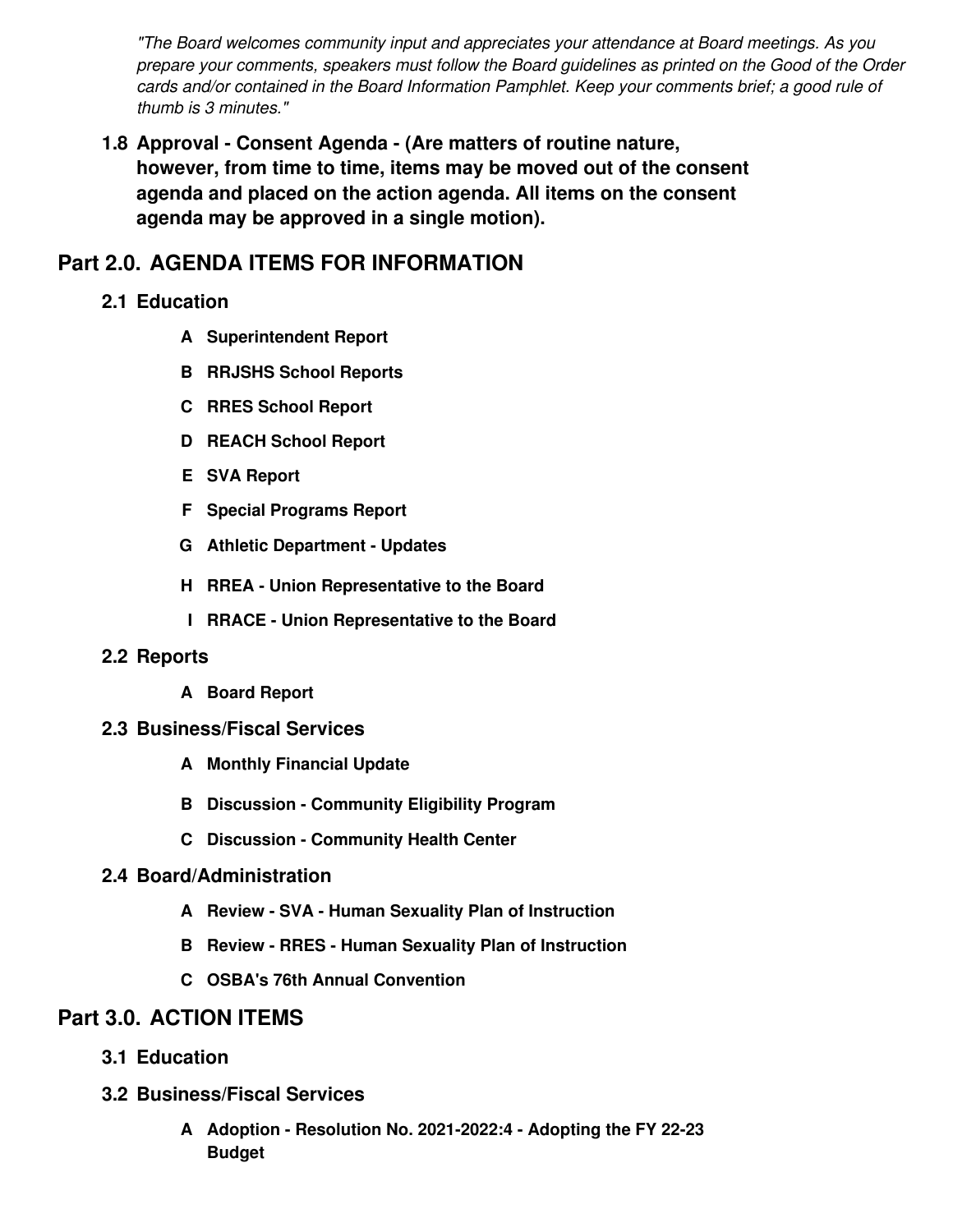*"The Board welcomes community input and appreciates your attendance at Board meetings. As you prepare your comments, speakers must follow the Board guidelines as printed on the Good of the Order cards and/or contained in the Board Information Pamphlet. Keep your comments brief; a good rule of thumb is 3 minutes."*

### 1.8 Approval - Consent Agenda - (Are matters of routine nature, however, from time to time, items may be moved out of the consent agenda and placed on the action agenda. All items on the consent agenda may be approved in a single motion).

## Part 2.0. AGENDA ITEMS FOR INFORMATION

### 2.1 Education

- **A Superintendent Report**
- **B RRJSHS School Reports**
- **C RRES School Report**
- **D REACH School Report**
- **E SVA Report**
- **F Special Programs Report**
- **G Athletic Department - Updates**
- **H RREA - Union Representative to the Board**
- **I RRACE - Union Representative to the Board**

### 2.2 Reports

- **A Board Report**

### 2.3 Business/Fiscal Services

- **A Monthly Financial Update**
- **B Discussion - Community Eligibility Program**
- **C Discussion - Community Health Center**

### 2.4 Board/Administration

- **A Review - SVA - Human Sexuality Plan of Instruction**
- **B Review - RRES - Human Sexuality Plan of Instruction**
- **C OSBA's 76th Annual Convention**

## Part 3.0. ACTION ITEMS

### 3.1 Education

### 3.2 Business/Fiscal Services

- **A Adoption - Resolution No. 2021-2022:4 - Adopting the FY 22-23 Budget**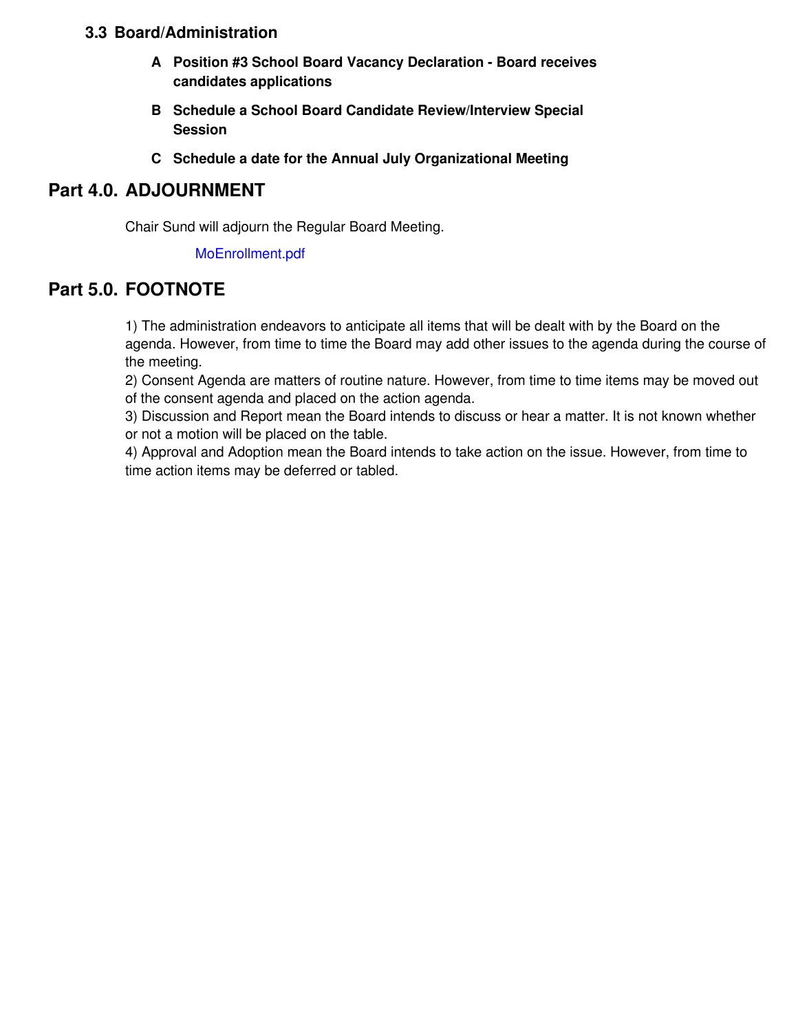### 3.3 Board/Administration

**A Position #3 School Board Vacancy Declaration - Board receives candidates applications**

**B Schedule a School Board Candidate Review/Interview Special Session**

**C Schedule a date for the Annual July Organizational Meeting**

## Part 4.0. ADJOURNMENT

Chair Sund will adjourn the Regular Board Meeting.

MoEnrollment.pdf

## Part 5.0. FOOTNOTE

1) The administration endeavors to anticipate all items that will be dealt with by the Board on the agenda. However, from time to time the Board may add other issues to the agenda during the course of the meeting.
2) Consent Agenda are matters of routine nature. However, from time to time items may be moved out of the consent agenda and placed on the action agenda.
3) Discussion and Report mean the Board intends to discuss or hear a matter. It is not known whether or not a motion will be placed on the table.
4) Approval and Adoption mean the Board intends to take action on the issue. However, from time to time action items may be deferred or tabled.